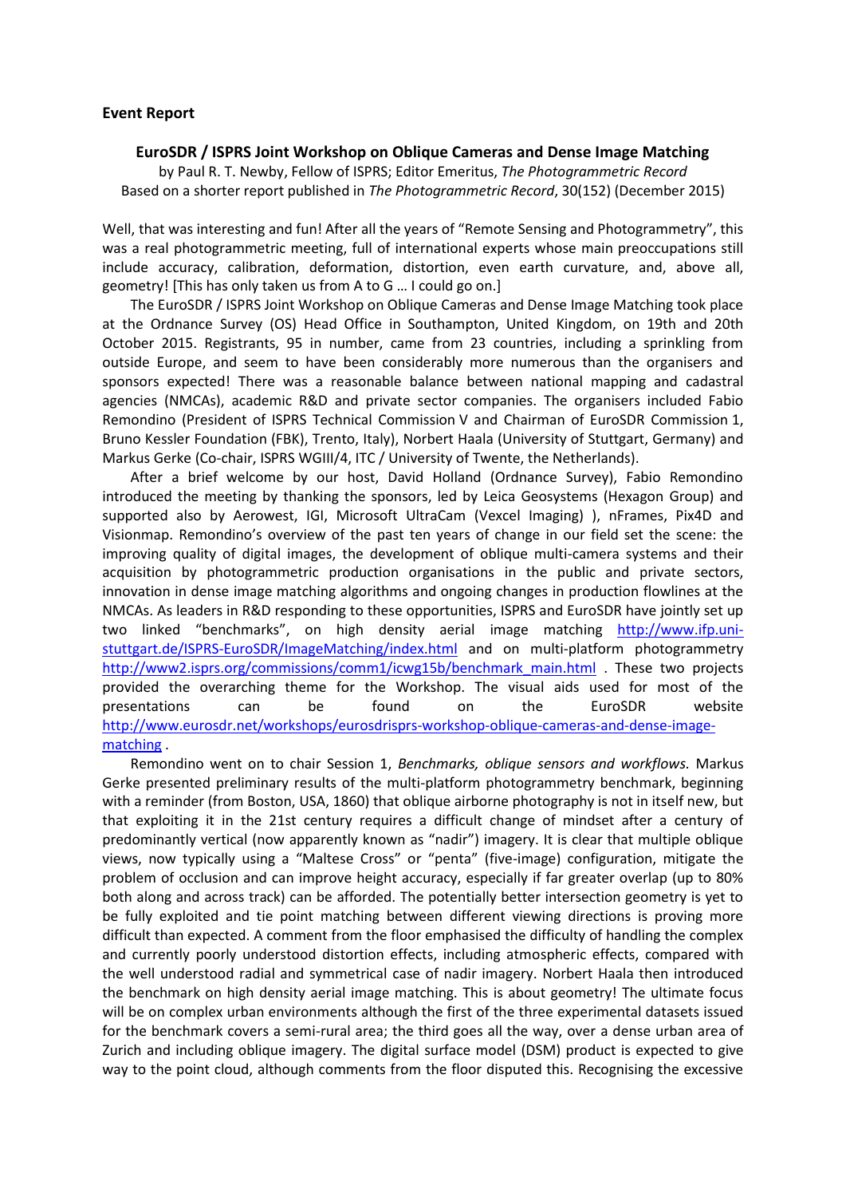**Event Report**

## EuroSDR / ISPRS Joint Workshop on Oblique Cameras and Dense Image Matching

by Paul R. T. Newby, Fellow of ISPRS; Editor Emeritus, *The Photogrammetric Record*
Based on a shorter report published in *The Photogrammetric Record*, 30(152) (December 2015)

Well, that was interesting and fun! After all the years of "Remote Sensing and Photogrammetry", this was a real photogrammetric meeting, full of international experts whose main preoccupations still include accuracy, calibration, deformation, distortion, even earth curvature, and, above all, geometry! [This has only taken us from A to G … I could go on.]

The EuroSDR / ISPRS Joint Workshop on Oblique Cameras and Dense Image Matching took place at the Ordnance Survey (OS) Head Office in Southampton, United Kingdom, on 19th and 20th October 2015. Registrants, 95 in number, came from 23 countries, including a sprinkling from outside Europe, and seem to have been considerably more numerous than the organisers and sponsors expected! There was a reasonable balance between national mapping and cadastral agencies (NMCAs), academic R&D and private sector companies. The organisers included Fabio Remondino (President of ISPRS Technical Commission V and Chairman of EuroSDR Commission 1, Bruno Kessler Foundation (FBK), Trento, Italy), Norbert Haala (University of Stuttgart, Germany) and Markus Gerke (Co-chair, ISPRS WGIII/4, ITC / University of Twente, the Netherlands).

After a brief welcome by our host, David Holland (Ordnance Survey), Fabio Remondino introduced the meeting by thanking the sponsors, led by Leica Geosystems (Hexagon Group) and supported also by Aerowest, IGI, Microsoft UltraCam (Vexcel Imaging) ), nFrames, Pix4D and Visionmap. Remondino's overview of the past ten years of change in our field set the scene: the improving quality of digital images, the development of oblique multi-camera systems and their acquisition by photogrammetric production organisations in the public and private sectors, innovation in dense image matching algorithms and ongoing changes in production flowlines at the NMCAs. As leaders in R&D responding to these opportunities, ISPRS and EuroSDR have jointly set up two linked "benchmarks", on high density aerial image matching http://www.ifp.uni-stuttgart.de/ISPRS-EuroSDR/ImageMatching/index.html and on multi-platform photogrammetry http://www2.isprs.org/commissions/comm1/icwg15b/benchmark_main.html . These two projects provided the overarching theme for the Workshop. The visual aids used for most of the presentations can be found on the EuroSDR website http://www.eurosdr.net/workshops/eurosdrisprs-workshop-oblique-cameras-and-dense-image-matching .

Remondino went on to chair Session 1, *Benchmarks, oblique sensors and workflows.* Markus Gerke presented preliminary results of the multi-platform photogrammetry benchmark, beginning with a reminder (from Boston, USA, 1860) that oblique airborne photography is not in itself new, but that exploiting it in the 21st century requires a difficult change of mindset after a century of predominantly vertical (now apparently known as "nadir") imagery. It is clear that multiple oblique views, now typically using a "Maltese Cross" or "penta" (five-image) configuration, mitigate the problem of occlusion and can improve height accuracy, especially if far greater overlap (up to 80% both along and across track) can be afforded. The potentially better intersection geometry is yet to be fully exploited and tie point matching between different viewing directions is proving more difficult than expected. A comment from the floor emphasised the difficulty of handling the complex and currently poorly understood distortion effects, including atmospheric effects, compared with the well understood radial and symmetrical case of nadir imagery. Norbert Haala then introduced the benchmark on high density aerial image matching. This is about geometry! The ultimate focus will be on complex urban environments although the first of the three experimental datasets issued for the benchmark covers a semi-rural area; the third goes all the way, over a dense urban area of Zurich and including oblique imagery. The digital surface model (DSM) product is expected to give way to the point cloud, although comments from the floor disputed this. Recognising the excessive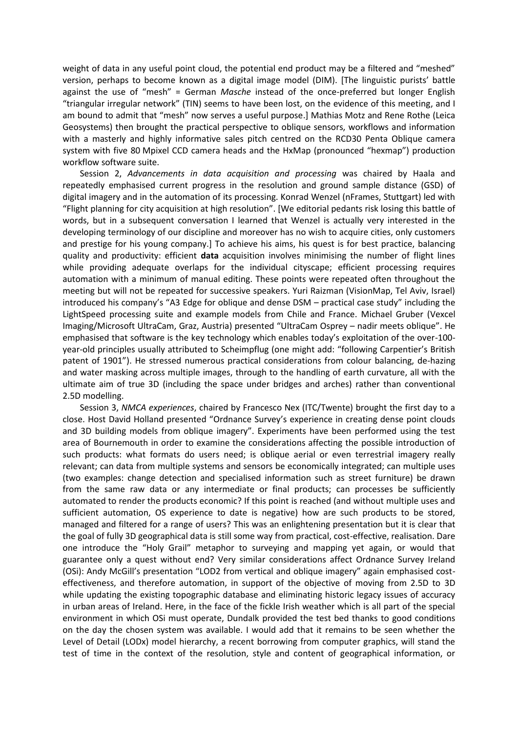weight of data in any useful point cloud, the potential end product may be a filtered and "meshed" version, perhaps to become known as a digital image model (DIM). [The linguistic purists' battle against the use of "mesh" = German *Masche* instead of the once-preferred but longer English "triangular irregular network" (TIN) seems to have been lost, on the evidence of this meeting, and I am bound to admit that "mesh" now serves a useful purpose.] Mathias Motz and Rene Rothe (Leica Geosystems) then brought the practical perspective to oblique sensors, workflows and information with a masterly and highly informative sales pitch centred on the RCD30 Penta Oblique camera system with five 80 Mpixel CCD camera heads and the HxMap (pronounced "hexmap") production workflow software suite.

Session 2, *Advancements in data acquisition and processing* was chaired by Haala and repeatedly emphasised current progress in the resolution and ground sample distance (GSD) of digital imagery and in the automation at its processing. Konrad Wenzel (nFrames, Stuttgart) led with "Flight planning for city acquisition at high resolution". [We editorial pedants risk losing this battle of words, but in a subsequent conversation I learned that Wenzel is actually very interested in the developing terminology of our discipline and moreover has no wish to acquire cities, only customers and prestige for his young company.] To achieve his aims, his quest is for best practice, balancing quality and productivity: efficient **data** acquisition involves minimising the number of flight lines while providing adequate overlaps for the individual cityscape; efficient processing requires automation with a minimum of manual editing. These points were repeated often throughout the meeting but will not be repeated for successive speakers. Yuri Raizman (VisionMap, Tel Aviv, Israel) introduced his company's "A3 Edge for oblique and dense DSM – practical case study" including the LightSpeed processing suite and example models from Chile and France. Michael Gruber (Vexcel Imaging/Microsoft UltraCam, Graz, Austria) presented "UltraCam Osprey – nadir meets oblique". He emphasised that software is the key technology which enables today's exploitation of the over-100-year-old principles usually attributed to Scheimpflug (one might add: "following Carpentier's British patent of 1901"). He stressed numerous practical considerations from colour balancing, de-hazing and water masking across multiple images, through to the handling of earth curvature, all with the ultimate aim of true 3D (including the space under bridges and arches) rather than conventional 2.5D modelling.

Session 3, *NMCA experiences*, chaired by Francesco Nex (ITC/Twente) brought the first day to a close. Host David Holland presented "Ordnance Survey's experience in creating dense point clouds and 3D building models from oblique imagery". Experiments have been performed using the test area of Bournemouth in order to examine the considerations affecting the possible introduction of such products: what formats do users need; is oblique aerial or even terrestrial imagery really relevant; can data from multiple systems and sensors be economically integrated; can multiple uses (two examples: change detection and specialised information such as street furniture) be drawn from the same raw data or any intermediate or final products; can processes be sufficiently automated to render the products economic? If this point is reached (and without multiple uses and sufficient automation, OS experience to date is negative) how are such products to be stored, managed and filtered for a range of users? This was an enlightening presentation but it is clear that the goal of fully 3D geographical data is still some way from practical, cost-effective, realisation. Dare one introduce the "Holy Grail" metaphor to surveying and mapping yet again, or would that guarantee only a quest without end? Very similar considerations affect Ordnance Survey Ireland (OSi): Andy McGill's presentation "LOD2 from vertical and oblique imagery" again emphasised cost-effectiveness, and therefore automation, in support of the objective of moving from 2.5D to 3D while updating the existing topographic database and eliminating historic legacy issues of accuracy in urban areas of Ireland. Here, in the face of the fickle Irish weather which is all part of the special environment in which OSi must operate, Dundalk provided the test bed thanks to good conditions on the day the chosen system was available. I would add that it remains to be seen whether the Level of Detail (LODx) model hierarchy, a recent borrowing from computer graphics, will stand the test of time in the context of the resolution, style and content of geographical information, or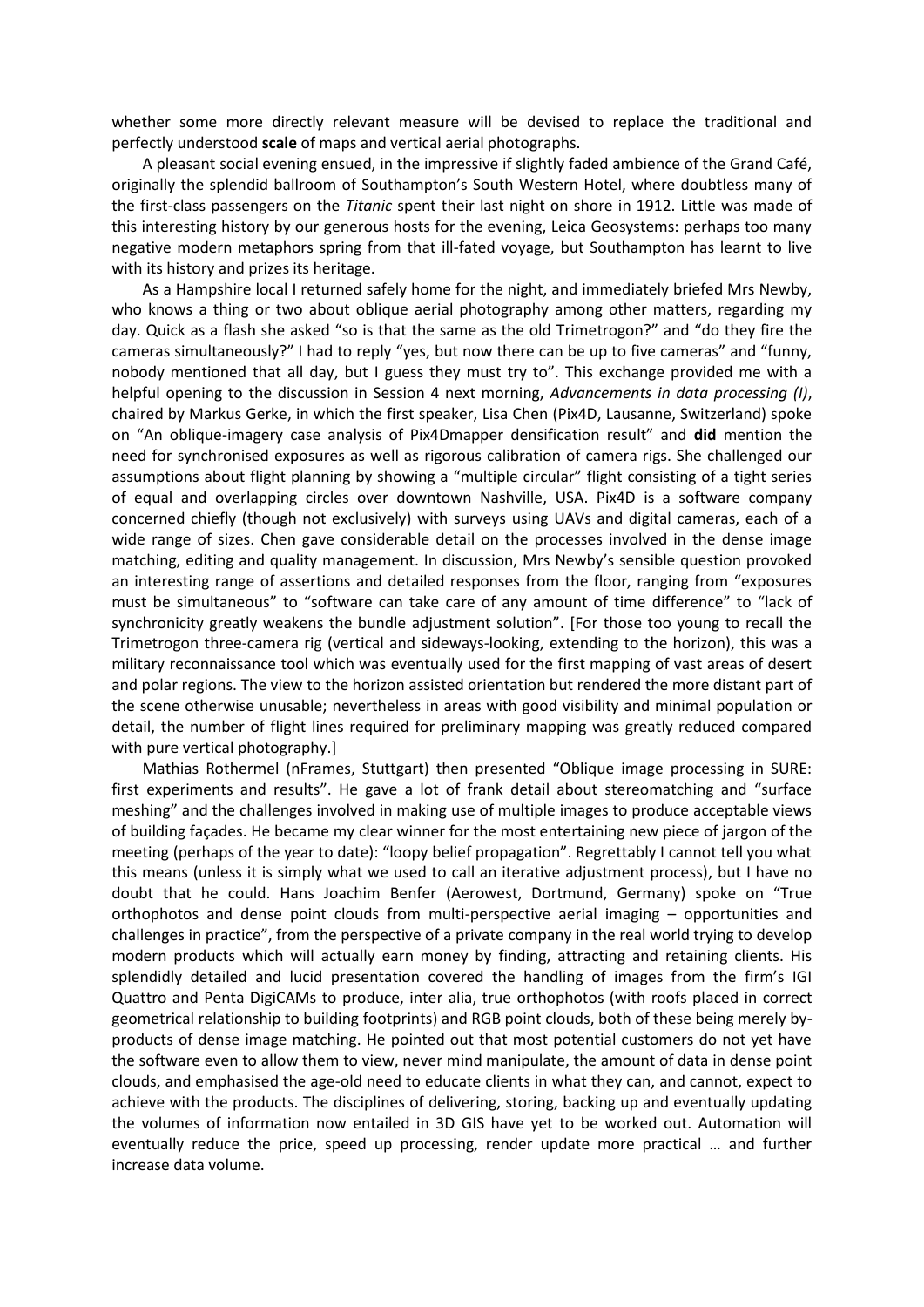whether some more directly relevant measure will be devised to replace the traditional and perfectly understood **scale** of maps and vertical aerial photographs.

A pleasant social evening ensued, in the impressive if slightly faded ambience of the Grand Café, originally the splendid ballroom of Southampton's South Western Hotel, where doubtless many of the first-class passengers on the *Titanic* spent their last night on shore in 1912. Little was made of this interesting history by our generous hosts for the evening, Leica Geosystems: perhaps too many negative modern metaphors spring from that ill-fated voyage, but Southampton has learnt to live with its history and prizes its heritage.

As a Hampshire local I returned safely home for the night, and immediately briefed Mrs Newby, who knows a thing or two about oblique aerial photography among other matters, regarding my day. Quick as a flash she asked "so is that the same as the old Trimetrogon?" and "do they fire the cameras simultaneously?" I had to reply "yes, but now there can be up to five cameras" and "funny, nobody mentioned that all day, but I guess they must try to". This exchange provided me with a helpful opening to the discussion in Session 4 next morning, *Advancements in data processing (I)*, chaired by Markus Gerke, in which the first speaker, Lisa Chen (Pix4D, Lausanne, Switzerland) spoke on "An oblique-imagery case analysis of Pix4Dmapper densification result" and **did** mention the need for synchronised exposures as well as rigorous calibration of camera rigs. She challenged our assumptions about flight planning by showing a "multiple circular" flight consisting of a tight series of equal and overlapping circles over downtown Nashville, USA. Pix4D is a software company concerned chiefly (though not exclusively) with surveys using UAVs and digital cameras, each of a wide range of sizes. Chen gave considerable detail on the processes involved in the dense image matching, editing and quality management. In discussion, Mrs Newby's sensible question provoked an interesting range of assertions and detailed responses from the floor, ranging from "exposures must be simultaneous" to "software can take care of any amount of time difference" to "lack of synchronicity greatly weakens the bundle adjustment solution". [For those too young to recall the Trimetrogon three-camera rig (vertical and sideways-looking, extending to the horizon), this was a military reconnaissance tool which was eventually used for the first mapping of vast areas of desert and polar regions. The view to the horizon assisted orientation but rendered the more distant part of the scene otherwise unusable; nevertheless in areas with good visibility and minimal population or detail, the number of flight lines required for preliminary mapping was greatly reduced compared with pure vertical photography.]

Mathias Rothermel (nFrames, Stuttgart) then presented "Oblique image processing in SURE: first experiments and results". He gave a lot of frank detail about stereomatching and "surface meshing" and the challenges involved in making use of multiple images to produce acceptable views of building façades. He became my clear winner for the most entertaining new piece of jargon of the meeting (perhaps of the year to date): "loopy belief propagation". Regrettably I cannot tell you what this means (unless it is simply what we used to call an iterative adjustment process), but I have no doubt that he could. Hans Joachim Benfer (Aerowest, Dortmund, Germany) spoke on "True orthophotos and dense point clouds from multi-perspective aerial imaging – opportunities and challenges in practice", from the perspective of a private company in the real world trying to develop modern products which will actually earn money by finding, attracting and retaining clients. His splendidly detailed and lucid presentation covered the handling of images from the firm's IGI Quattro and Penta DigiCAMs to produce, inter alia, true orthophotos (with roofs placed in correct geometrical relationship to building footprints) and RGB point clouds, both of these being merely by-products of dense image matching. He pointed out that most potential customers do not yet have the software even to allow them to view, never mind manipulate, the amount of data in dense point clouds, and emphasised the age-old need to educate clients in what they can, and cannot, expect to achieve with the products. The disciplines of delivering, storing, backing up and eventually updating the volumes of information now entailed in 3D GIS have yet to be worked out. Automation will eventually reduce the price, speed up processing, render update more practical … and further increase data volume.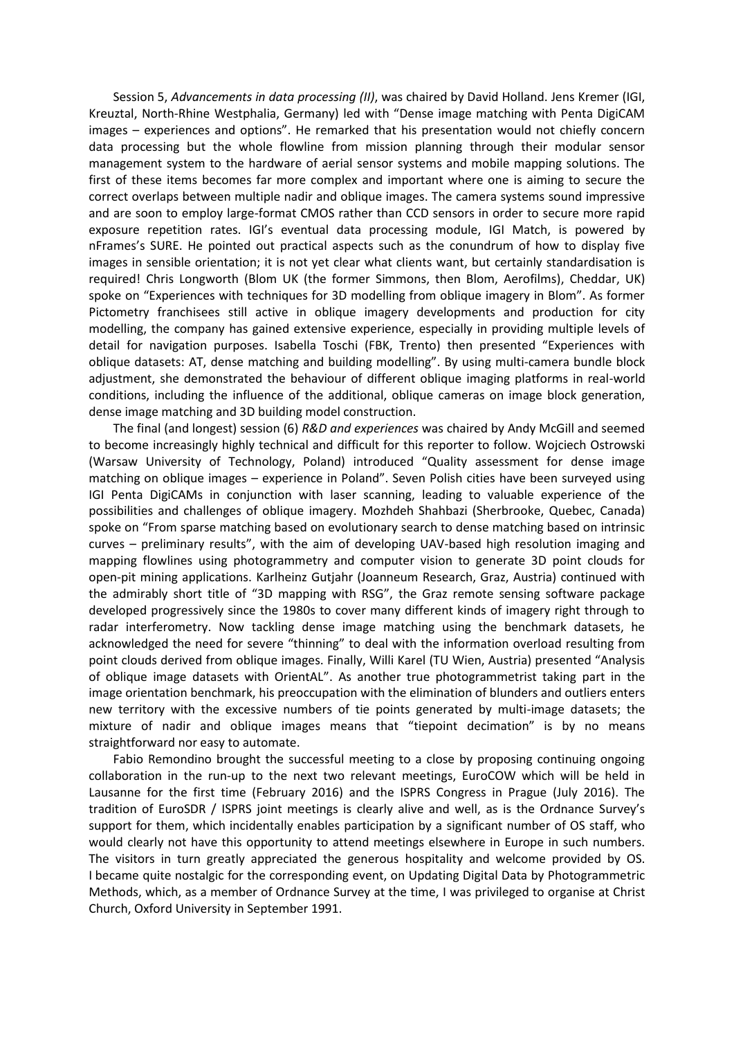Session 5, *Advancements in data processing (II)*, was chaired by David Holland. Jens Kremer (IGI, Kreuztal, North-Rhine Westphalia, Germany) led with "Dense image matching with Penta DigiCAM images – experiences and options". He remarked that his presentation would not chiefly concern data processing but the whole flowline from mission planning through their modular sensor management system to the hardware of aerial sensor systems and mobile mapping solutions. The first of these items becomes far more complex and important where one is aiming to secure the correct overlaps between multiple nadir and oblique images. The camera systems sound impressive and are soon to employ large-format CMOS rather than CCD sensors in order to secure more rapid exposure repetition rates. IGI's eventual data processing module, IGI Match, is powered by nFrames's SURE. He pointed out practical aspects such as the conundrum of how to display five images in sensible orientation; it is not yet clear what clients want, but certainly standardisation is required! Chris Longworth (Blom UK (the former Simmons, then Blom, Aerofilms), Cheddar, UK) spoke on "Experiences with techniques for 3D modelling from oblique imagery in Blom". As former Pictometry franchisees still active in oblique imagery developments and production for city modelling, the company has gained extensive experience, especially in providing multiple levels of detail for navigation purposes. Isabella Toschi (FBK, Trento) then presented "Experiences with oblique datasets: AT, dense matching and building modelling". By using multi-camera bundle block adjustment, she demonstrated the behaviour of different oblique imaging platforms in real-world conditions, including the influence of the additional, oblique cameras on image block generation, dense image matching and 3D building model construction.

The final (and longest) session (6) *R&D and experiences* was chaired by Andy McGill and seemed to become increasingly highly technical and difficult for this reporter to follow. Wojciech Ostrowski (Warsaw University of Technology, Poland) introduced "Quality assessment for dense image matching on oblique images – experience in Poland". Seven Polish cities have been surveyed using IGI Penta DigiCAMs in conjunction with laser scanning, leading to valuable experience of the possibilities and challenges of oblique imagery. Mozhdeh Shahbazi (Sherbrooke, Quebec, Canada) spoke on "From sparse matching based on evolutionary search to dense matching based on intrinsic curves – preliminary results", with the aim of developing UAV-based high resolution imaging and mapping flowlines using photogrammetry and computer vision to generate 3D point clouds for open-pit mining applications. Karlheinz Gutjahr (Joanneum Research, Graz, Austria) continued with the admirably short title of "3D mapping with RSG", the Graz remote sensing software package developed progressively since the 1980s to cover many different kinds of imagery right through to radar interferometry. Now tackling dense image matching using the benchmark datasets, he acknowledged the need for severe "thinning" to deal with the information overload resulting from point clouds derived from oblique images. Finally, Willi Karel (TU Wien, Austria) presented "Analysis of oblique image datasets with OrientAL". As another true photogrammetrist taking part in the image orientation benchmark, his preoccupation with the elimination of blunders and outliers enters new territory with the excessive numbers of tie points generated by multi-image datasets; the mixture of nadir and oblique images means that "tiepoint decimation" is by no means straightforward nor easy to automate.

Fabio Remondino brought the successful meeting to a close by proposing continuing ongoing collaboration in the run-up to the next two relevant meetings, EuroCOW which will be held in Lausanne for the first time (February 2016) and the ISPRS Congress in Prague (July 2016). The tradition of EuroSDR / ISPRS joint meetings is clearly alive and well, as is the Ordnance Survey's support for them, which incidentally enables participation by a significant number of OS staff, who would clearly not have this opportunity to attend meetings elsewhere in Europe in such numbers. The visitors in turn greatly appreciated the generous hospitality and welcome provided by OS. I became quite nostalgic for the corresponding event, on Updating Digital Data by Photogrammetric Methods, which, as a member of Ordnance Survey at the time, I was privileged to organise at Christ Church, Oxford University in September 1991.